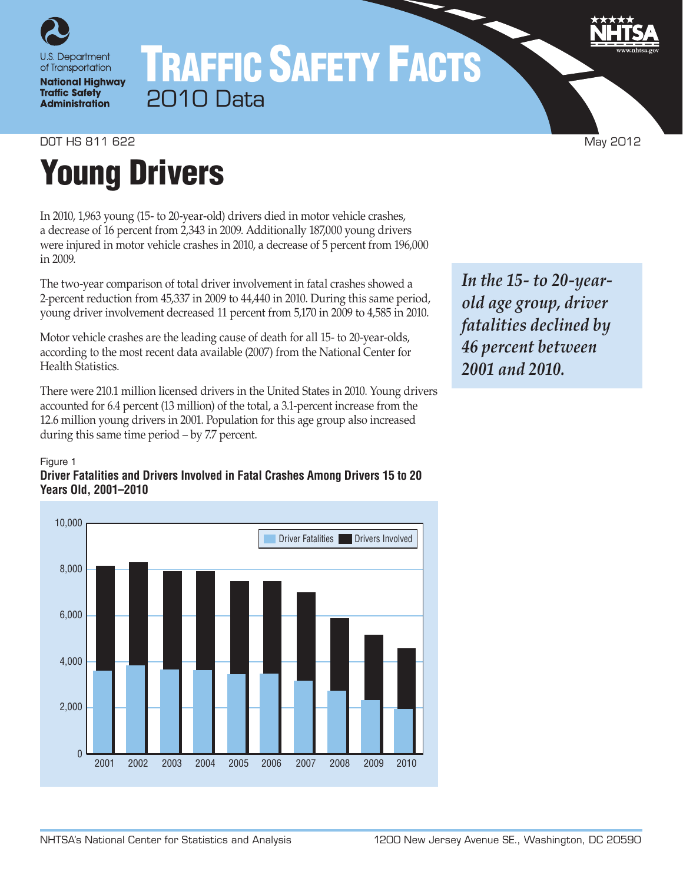# Traffic Safety Facts

2010 Data

DOT HS 811 622 May 2012

# Young Drivers

In 2010, 1,963 young (15- to 20-year-old) drivers died in motor vehicle crashes, a decrease of 16 percent from 2,343 in 2009. Additionally 187,000 young drivers were injured in motor vehicle crashes in 2010, a decrease of 5 percent from 196,000 in 2009.

The two-year comparison of total driver involvement in fatal crashes showed a 2-percent reduction from 45,337 in 2009 to 44,440 in 2010. During this same period, young driver involvement decreased 11 percent from 5,170 in 2009 to 4,585 in 2010.

Motor vehicle crashes are the leading cause of death for all 15- to 20-year-olds, according to the most recent data available (2007) from the National Center for Health Statistics.

There were 210.1 million licensed drivers in the United States in 2010. Young drivers accounted for 6.4 percent (13 million) of the total, a 3.1-percent increase from the 12.6 million young drivers in 2001. Population for this age group also increased during this same time period – by 7.7 percent.

***In the 15- to 20-year-old age group, driver fatalities declined by 46 percent between 2001 and 2010.***

Figure 1

**Driver Fatalities and Drivers Involved in Fatal Crashes Among Drivers 15 to 20 Years Old, 2001–2010**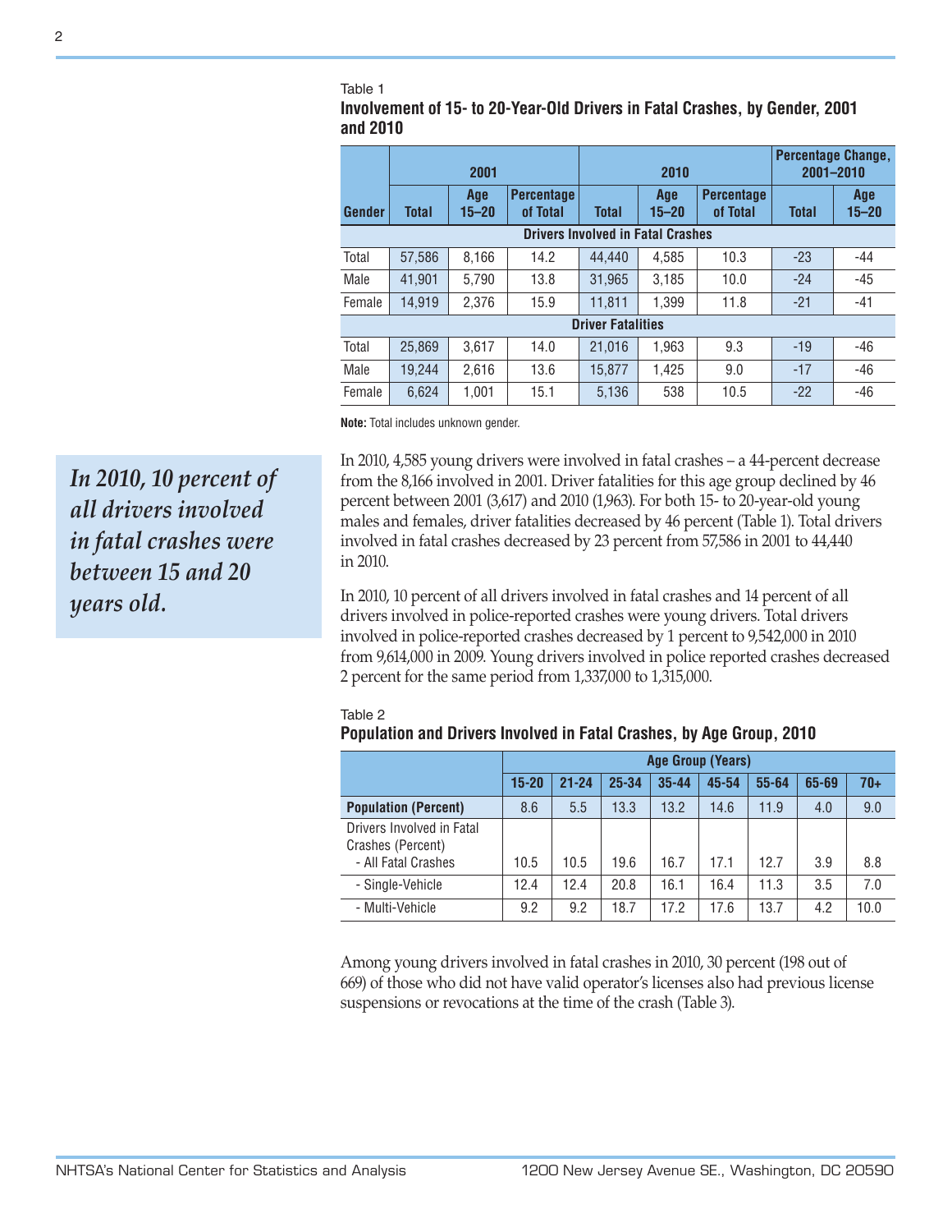Table 1

**Involvement of 15- to 20-Year-Old Drivers in Fatal Crashes, by Gender, 2001 and 2010**

| Gender | 2001 | | | 2010 | | | Percentage Change, 2001–2010 | |
|---|---|---|---|---|---|---|---|---|
| | Total | Age 15–20 | Percentage of Total | Total | Age 15–20 | Percentage of Total | Total | Age 15–20 |
| **Drivers Involved in Fatal Crashes** | | | | | | | | |
| Total | 57,586 | 8,166 | 14.2 | 44,440 | 4,585 | 10.3 | -23 | -44 |
| Male | 41,901 | 5,790 | 13.8 | 31,965 | 3,185 | 10.0 | -24 | -45 |
| Female | 14,919 | 2,376 | 15.9 | 11,811 | 1,399 | 11.8 | -21 | -41 |
| **Driver Fatalities** | | | | | | | | |
| Total | 25,869 | 3,617 | 14.0 | 21,016 | 1,963 | 9.3 | -19 | -46 |
| Male | 19,244 | 2,616 | 13.6 | 15,877 | 1,425 | 9.0 | -17 | -46 |
| Female | 6,624 | 1,001 | 15.1 | 5,136 | 538 | 10.5 | -22 | -46 |

**Note:** Total includes unknown gender.

*In 2010, 10 percent of all drivers involved in fatal crashes were between 15 and 20 years old.*

In 2010, 4,585 young drivers were involved in fatal crashes – a 44-percent decrease from the 8,166 involved in 2001. Driver fatalities for this age group declined by 46 percent between 2001 (3,617) and 2010 (1,963). For both 15- to 20-year-old young males and females, driver fatalities decreased by 46 percent (Table 1). Total drivers involved in fatal crashes decreased by 23 percent from 57,586 in 2001 to 44,440 in 2010.

In 2010, 10 percent of all drivers involved in fatal crashes and 14 percent of all drivers involved in police-reported crashes were young drivers. Total drivers involved in police-reported crashes decreased by 1 percent to 9,542,000 in 2010 from 9,614,000 in 2009. Young drivers involved in police reported crashes decreased 2 percent for the same period from 1,337,000 to 1,315,000.

Table 2

**Population and Drivers Involved in Fatal Crashes, by Age Group, 2010**

| | Age Group (Years) | | | | | | | |
|---|---|---|---|---|---|---|---|---|
| | 15-20 | 21-24 | 25-34 | 35-44 | 45-54 | 55-64 | 65-69 | 70+ |
| **Population (Percent)** | 8.6 | 5.5 | 13.3 | 13.2 | 14.6 | 11.9 | 4.0 | 9.0 |
| Drivers Involved in Fatal Crashes (Percent) - All Fatal Crashes | 10.5 | 10.5 | 19.6 | 16.7 | 17.1 | 12.7 | 3.9 | 8.8 |
| - Single-Vehicle | 12.4 | 12.4 | 20.8 | 16.1 | 16.4 | 11.3 | 3.5 | 7.0 |
| - Multi-Vehicle | 9.2 | 9.2 | 18.7 | 17.2 | 17.6 | 13.7 | 4.2 | 10.0 |

Among young drivers involved in fatal crashes in 2010, 30 percent (198 out of 669) of those who did not have valid operator's licenses also had previous license suspensions or revocations at the time of the crash (Table 3).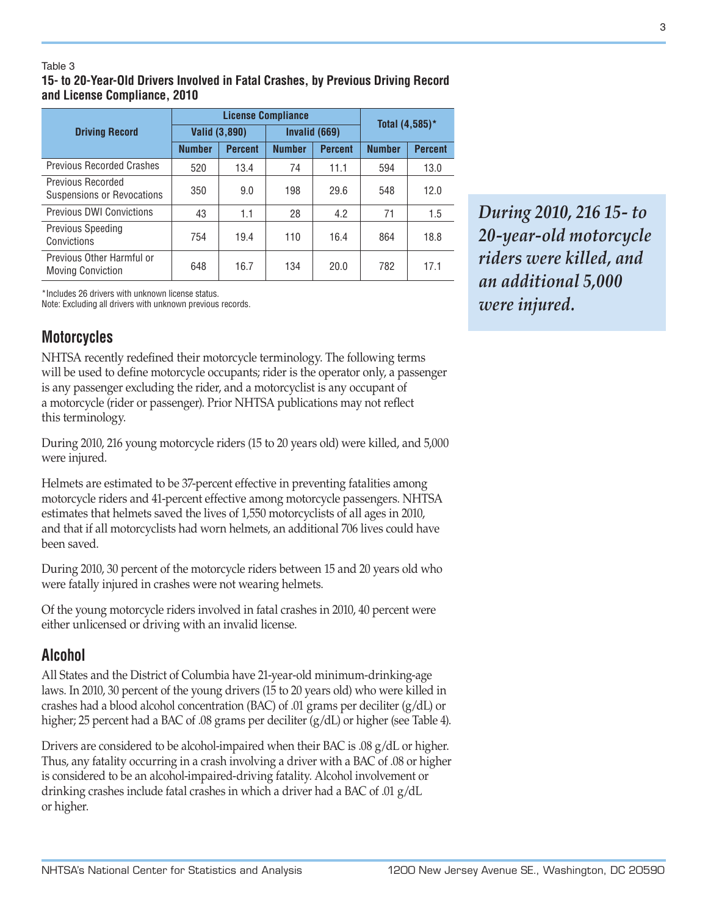Table 3

**15- to 20-Year-Old Drivers Involved in Fatal Crashes, by Previous Driving Record and License Compliance, 2010**

| Driving Record | License Compliance | | | | Total (4,585)* | |
|---|---|---|---|---|---|---|
| | Valid (3,890) | | Invalid (669) | | | |
| | Number | Percent | Number | Percent | Number | Percent |
| Previous Recorded Crashes | 520 | 13.4 | 74 | 11.1 | 594 | 13.0 |
| Previous Recorded Suspensions or Revocations | 350 | 9.0 | 198 | 29.6 | 548 | 12.0 |
| Previous DWI Convictions | 43 | 1.1 | 28 | 4.2 | 71 | 1.5 |
| Previous Speeding Convictions | 754 | 19.4 | 110 | 16.4 | 864 | 18.8 |
| Previous Other Harmful or Moving Conviction | 648 | 16.7 | 134 | 20.0 | 782 | 17.1 |

*Includes 26 drivers with unknown license status.
Note: Excluding all drivers with unknown previous records.

***During 2010, 216 15- to 20-year-old motorcycle riders were killed, and an additional 5,000 were injured.***

## Motorcycles

NHTSA recently redefined their motorcycle terminology. The following terms will be used to define motorcycle occupants; rider is the operator only, a passenger is any passenger excluding the rider, and a motorcyclist is any occupant of a motorcycle (rider or passenger). Prior NHTSA publications may not reflect this terminology.

During 2010, 216 young motorcycle riders (15 to 20 years old) were killed, and 5,000 were injured.

Helmets are estimated to be 37-percent effective in preventing fatalities among motorcycle riders and 41-percent effective among motorcycle passengers. NHTSA estimates that helmets saved the lives of 1,550 motorcyclists of all ages in 2010, and that if all motorcyclists had worn helmets, an additional 706 lives could have been saved.

During 2010, 30 percent of the motorcycle riders between 15 and 20 years old who were fatally injured in crashes were not wearing helmets.

Of the young motorcycle riders involved in fatal crashes in 2010, 40 percent were either unlicensed or driving with an invalid license.

## Alcohol

All States and the District of Columbia have 21-year-old minimum-drinking-age laws. In 2010, 30 percent of the young drivers (15 to 20 years old) who were killed in crashes had a blood alcohol concentration (BAC) of .01 grams per deciliter (g/dL) or higher; 25 percent had a BAC of .08 grams per deciliter (g/dL) or higher (see Table 4).

Drivers are considered to be alcohol-impaired when their BAC is .08 g/dL or higher. Thus, any fatality occurring in a crash involving a driver with a BAC of .08 or higher is considered to be an alcohol-impaired-driving fatality. Alcohol involvement or drinking crashes include fatal crashes in which a driver had a BAC of .01 g/dL or higher.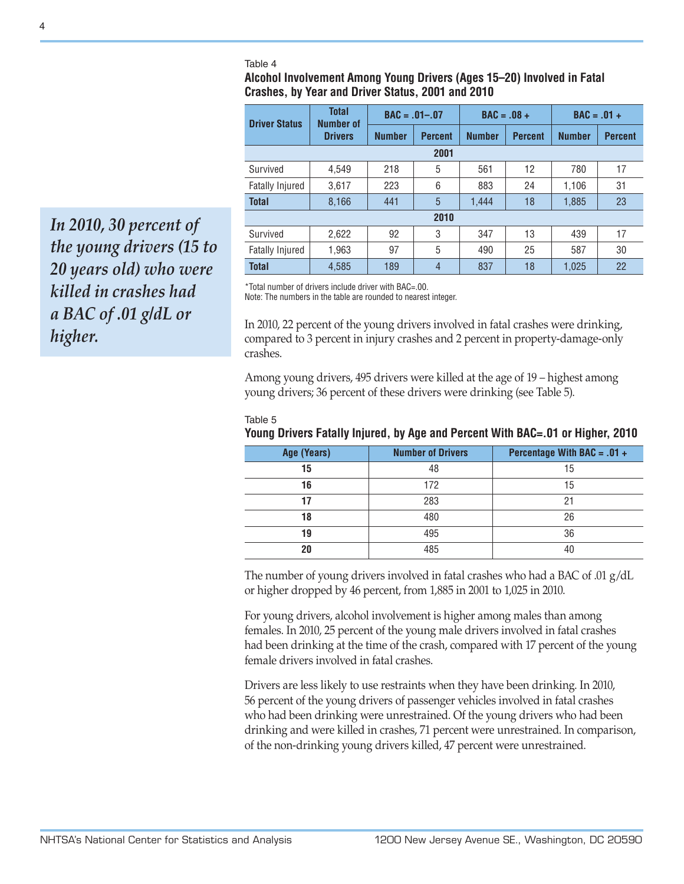Table 4

**Alcohol Involvement Among Young Drivers (Ages 15–20) Involved in Fatal Crashes, by Year and Driver Status, 2001 and 2010**

| Driver Status | Total Number of Drivers | BAC = .01–.07 | | BAC = .08 + | | BAC = .01 + | |
|---|---|---|---|---|---|---|---|
| | | Number | Percent | Number | Percent | Number | Percent |
| **2001** | | | | | | | |
| Survived | 4,549 | 218 | 5 | 561 | 12 | 780 | 17 |
| Fatally Injured | 3,617 | 223 | 6 | 883 | 24 | 1,106 | 31 |
| **Total** | 8,166 | 441 | 5 | 1,444 | 18 | 1,885 | 23 |
| **2010** | | | | | | | |
| Survived | 2,622 | 92 | 3 | 347 | 13 | 439 | 17 |
| Fatally Injured | 1,963 | 97 | 5 | 490 | 25 | 587 | 30 |
| **Total** | 4,585 | 189 | 4 | 837 | 18 | 1,025 | 22 |

*Total number of drivers include driver with BAC=.00.
Note: The numbers in the table are rounded to nearest integer.

*In 2010, 30 percent of the young drivers (15 to 20 years old) who were killed in crashes had a BAC of .01 g/dL or higher.*

In 2010, 22 percent of the young drivers involved in fatal crashes were drinking, compared to 3 percent in injury crashes and 2 percent in property-damage-only crashes.

Among young drivers, 495 drivers were killed at the age of 19 – highest among young drivers; 36 percent of these drivers were drinking (see Table 5).

Table 5

**Young Drivers Fatally Injured, by Age and Percent With BAC=.01 or Higher, 2010**

| Age (Years) | Number of Drivers | Percentage With BAC = .01 + |
|---|---|---|
| **15** | 48 | 15 |
| **16** | 172 | 15 |
| **17** | 283 | 21 |
| **18** | 480 | 26 |
| **19** | 495 | 36 |
| **20** | 485 | 40 |

The number of young drivers involved in fatal crashes who had a BAC of .01 g/dL or higher dropped by 46 percent, from 1,885 in 2001 to 1,025 in 2010.

For young drivers, alcohol involvement is higher among males than among females. In 2010, 25 percent of the young male drivers involved in fatal crashes had been drinking at the time of the crash, compared with 17 percent of the young female drivers involved in fatal crashes.

Drivers are less likely to use restraints when they have been drinking. In 2010, 56 percent of the young drivers of passenger vehicles involved in fatal crashes who had been drinking were unrestrained. Of the young drivers who had been drinking and were killed in crashes, 71 percent were unrestrained. In comparison, of the non-drinking young drivers killed, 47 percent were unrestrained.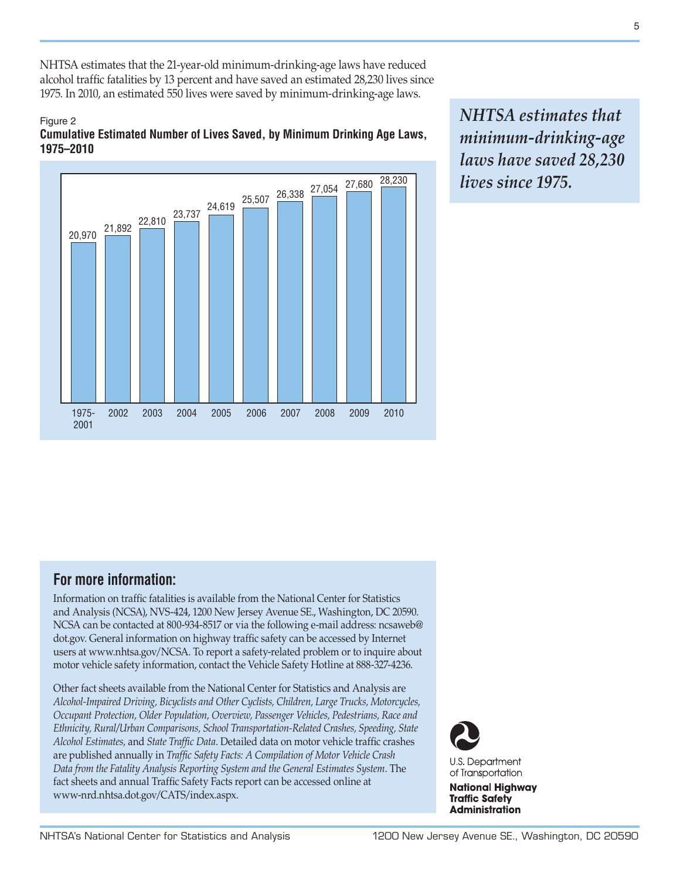NHTSA estimates that the 21-year-old minimum-drinking-age laws have reduced alcohol traffic fatalities by 13 percent and have saved an estimated 28,230 lives since 1975. In 2010, an estimated 550 lives were saved by minimum-drinking-age laws.

*NHTSA estimates that minimum-drinking-age laws have saved 28,230 lives since 1975.*

Figure 2

**Cumulative Estimated Number of Lives Saved, by Minimum Drinking Age Laws, 1975–2010**

| Year | Lives Saved |
|---|---|
| 1975-2001 | 20,970 |
| 2002 | 21,892 |
| 2003 | 22,810 |
| 2004 | 23,737 |
| 2005 | 24,619 |
| 2006 | 25,507 |
| 2007 | 26,338 |
| 2008 | 27,054 |
| 2009 | 27,680 |
| 2010 | 28,230 |

## For more information:

Information on traffic fatalities is available from the National Center for Statistics and Analysis (NCSA), NVS-424, 1200 New Jersey Avenue SE., Washington, DC 20590. NCSA can be contacted at 800-934-8517 or via the following e-mail address: ncsaweb@dot.gov. General information on highway traffic safety can be accessed by Internet users at www.nhtsa.gov/NCSA. To report a safety-related problem or to inquire about motor vehicle safety information, contact the Vehicle Safety Hotline at 888-327-4236.

Other fact sheets available from the National Center for Statistics and Analysis are *Alcohol-Impaired Driving, Bicyclists and Other Cyclists, Children, Large Trucks, Motorcycles, Occupant Protection, Older Population, Overview, Passenger Vehicles, Pedestrians, Race and Ethnicity, Rural/Urban Comparisons, School Transportation-Related Crashes, Speeding, State Alcohol Estimates,* and *State Traffic Data*. Detailed data on motor vehicle traffic crashes are published annually in *Traffic Safety Facts: A Compilation of Motor Vehicle Crash Data from the Fatality Analysis Reporting System and the General Estimates System*. The fact sheets and annual Traffic Safety Facts report can be accessed online at www-nrd.nhtsa.dot.gov/CATS/index.aspx.

U.S. Department of Transportation

**National Highway Traffic Safety Administration**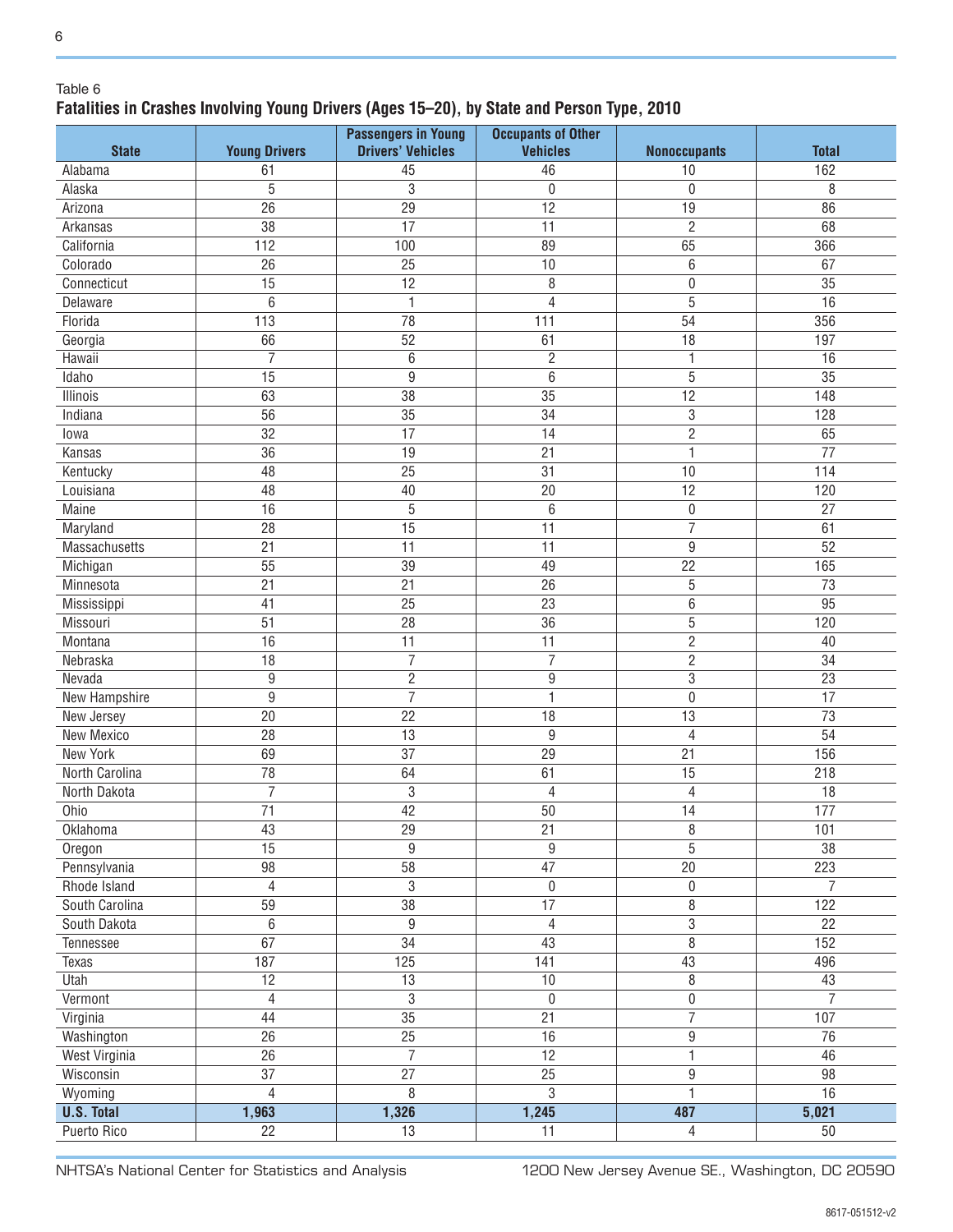Table 6

**Fatalities in Crashes Involving Young Drivers (Ages 15–20), by State and Person Type, 2010**

| State | Young Drivers | Passengers in Young Drivers' Vehicles | Occupants of Other Vehicles | Nonoccupants | Total |
|---|---|---|---|---|---|
| Alabama | 61 | 45 | 46 | 10 | 162 |
| Alaska | 5 | 3 | 0 | 0 | 8 |
| Arizona | 26 | 29 | 12 | 19 | 86 |
| Arkansas | 38 | 17 | 11 | 2 | 68 |
| California | 112 | 100 | 89 | 65 | 366 |
| Colorado | 26 | 25 | 10 | 6 | 67 |
| Connecticut | 15 | 12 | 8 | 0 | 35 |
| Delaware | 6 | 1 | 4 | 5 | 16 |
| Florida | 113 | 78 | 111 | 54 | 356 |
| Georgia | 66 | 52 | 61 | 18 | 197 |
| Hawaii | 7 | 6 | 2 | 1 | 16 |
| Idaho | 15 | 9 | 6 | 5 | 35 |
| Illinois | 63 | 38 | 35 | 12 | 148 |
| Indiana | 56 | 35 | 34 | 3 | 128 |
| Iowa | 32 | 17 | 14 | 2 | 65 |
| Kansas | 36 | 19 | 21 | 1 | 77 |
| Kentucky | 48 | 25 | 31 | 10 | 114 |
| Louisiana | 48 | 40 | 20 | 12 | 120 |
| Maine | 16 | 5 | 6 | 0 | 27 |
| Maryland | 28 | 15 | 11 | 7 | 61 |
| Massachusetts | 21 | 11 | 11 | 9 | 52 |
| Michigan | 55 | 39 | 49 | 22 | 165 |
| Minnesota | 21 | 21 | 26 | 5 | 73 |
| Mississippi | 41 | 25 | 23 | 6 | 95 |
| Missouri | 51 | 28 | 36 | 5 | 120 |
| Montana | 16 | 11 | 11 | 2 | 40 |
| Nebraska | 18 | 7 | 7 | 2 | 34 |
| Nevada | 9 | 2 | 9 | 3 | 23 |
| New Hampshire | 9 | 7 | 1 | 0 | 17 |
| New Jersey | 20 | 22 | 18 | 13 | 73 |
| New Mexico | 28 | 13 | 9 | 4 | 54 |
| New York | 69 | 37 | 29 | 21 | 156 |
| North Carolina | 78 | 64 | 61 | 15 | 218 |
| North Dakota | 7 | 3 | 4 | 4 | 18 |
| Ohio | 71 | 42 | 50 | 14 | 177 |
| Oklahoma | 43 | 29 | 21 | 8 | 101 |
| Oregon | 15 | 9 | 9 | 5 | 38 |
| Pennsylvania | 98 | 58 | 47 | 20 | 223 |
| Rhode Island | 4 | 3 | 0 | 0 | 7 |
| South Carolina | 59 | 38 | 17 | 8 | 122 |
| South Dakota | 6 | 9 | 4 | 3 | 22 |
| Tennessee | 67 | 34 | 43 | 8 | 152 |
| Texas | 187 | 125 | 141 | 43 | 496 |
| Utah | 12 | 13 | 10 | 8 | 43 |
| Vermont | 4 | 3 | 0 | 0 | 7 |
| Virginia | 44 | 35 | 21 | 7 | 107 |
| Washington | 26 | 25 | 16 | 9 | 76 |
| West Virginia | 26 | 7 | 12 | 1 | 46 |
| Wisconsin | 37 | 27 | 25 | 9 | 98 |
| Wyoming | 4 | 8 | 3 | 1 | 16 |
| **U.S. Total** | **1,963** | **1,326** | **1,245** | **487** | **5,021** |
| Puerto Rico | 22 | 13 | 11 | 4 | 50 |

NHTSA's National Center for Statistics and Analysis 1200 New Jersey Avenue SE., Washington, DC 20590

8617-051512-v2